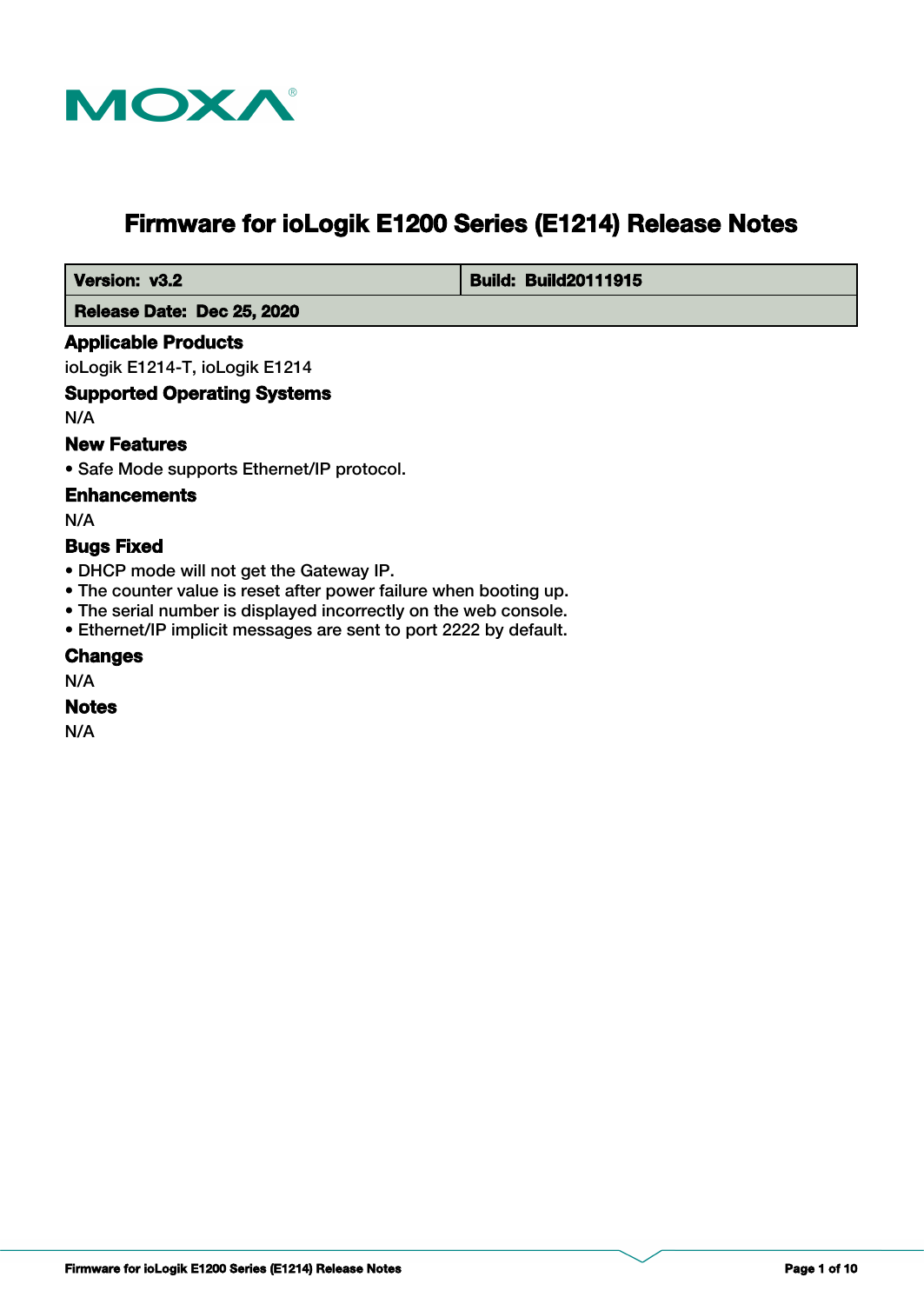# Firmware for ioLogik E1200 Series (E1214) Release Notes

| Version: v3.2 | Build: Build20111915 |
| --- | --- |
| Release Date: Dec 25, 2020 | |

## Applicable Products

ioLogik E1214-T, ioLogik E1214

## Supported Operating Systems

N/A

## New Features

- Safe Mode supports Ethernet/IP protocol.

## Enhancements

N/A

## Bugs Fixed

- DHCP mode will not get the Gateway IP.
- The counter value is reset after power failure when booting up.
- The serial number is displayed incorrectly on the web console.
- Ethernet/IP implicit messages are sent to port 2222 by default.

## Changes

N/A

## Notes

N/A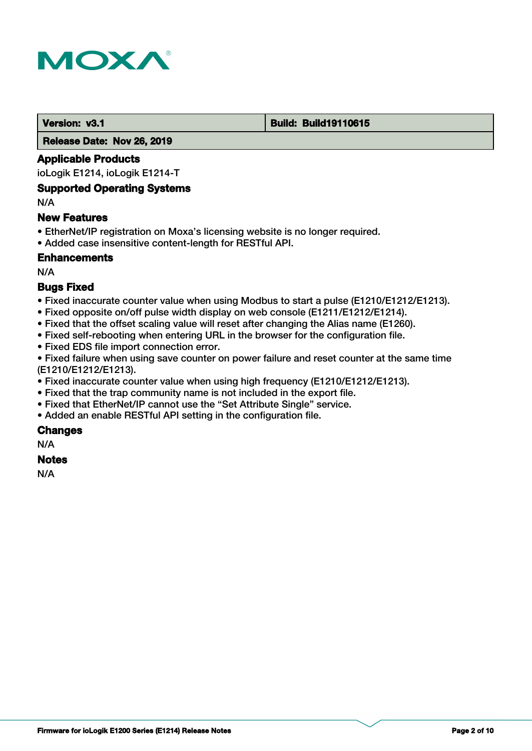| Version: v3.1 | Build: Build19110615 |
| --- | --- |
| Release Date: Nov 26, 2019 | |

### Applicable Products

ioLogik E1214, ioLogik E1214-T

### Supported Operating Systems

N/A

### New Features

- EtherNet/IP registration on Moxa's licensing website is no longer required.
- Added case insensitive content-length for RESTful API.

### Enhancements

N/A

### Bugs Fixed

- Fixed inaccurate counter value when using Modbus to start a pulse (E1210/E1212/E1213).
- Fixed opposite on/off pulse width display on web console (E1211/E1212/E1214).
- Fixed that the offset scaling value will reset after changing the Alias name (E1260).
- Fixed self-rebooting when entering URL in the browser for the configuration file.
- Fixed EDS file import connection error.
- Fixed failure when using save counter on power failure and reset counter at the same time (E1210/E1212/E1213).
- Fixed inaccurate counter value when using high frequency (E1210/E1212/E1213).
- Fixed that the trap community name is not included in the export file.
- Fixed that EtherNet/IP cannot use the "Set Attribute Single" service.
- Added an enable RESTful API setting in the configuration file.

### Changes

N/A

### Notes

N/A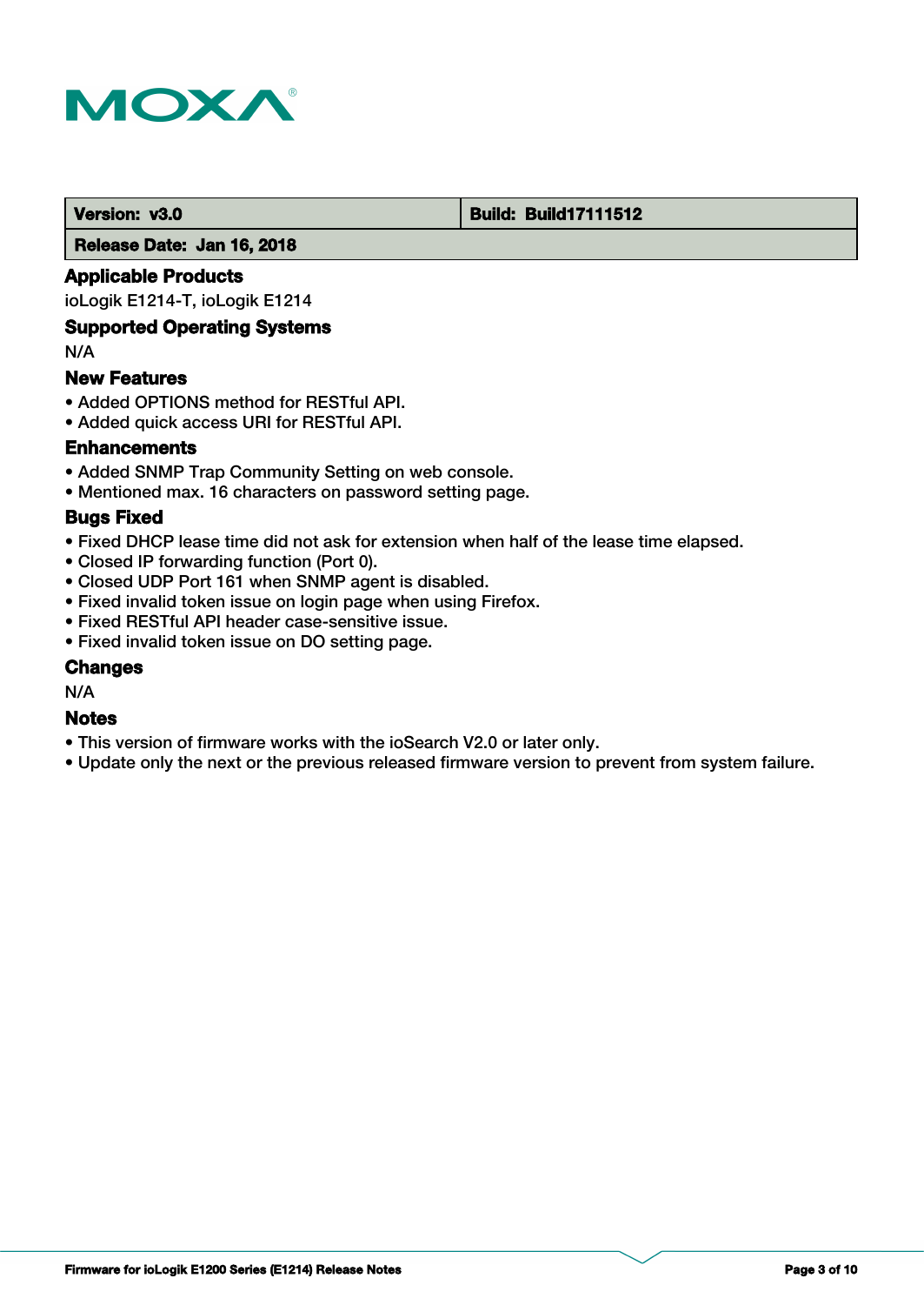| Version: v3.0 | Build: Build17111512 |
| --- | --- |
| Release Date: Jan 16, 2018 | |

### Applicable Products

ioLogik E1214-T, ioLogik E1214

### Supported Operating Systems

N/A

### New Features

- Added OPTIONS method for RESTful API.
- Added quick access URI for RESTful API.

### Enhancements

- Added SNMP Trap Community Setting on web console.
- Mentioned max. 16 characters on password setting page.

### Bugs Fixed

- Fixed DHCP lease time did not ask for extension when half of the lease time elapsed.
- Closed IP forwarding function (Port 0).
- Closed UDP Port 161 when SNMP agent is disabled.
- Fixed invalid token issue on login page when using Firefox.
- Fixed RESTful API header case-sensitive issue.
- Fixed invalid token issue on DO setting page.

### Changes

N/A

### Notes

- This version of firmware works with the ioSearch V2.0 or later only.
- Update only the next or the previous released firmware version to prevent from system failure.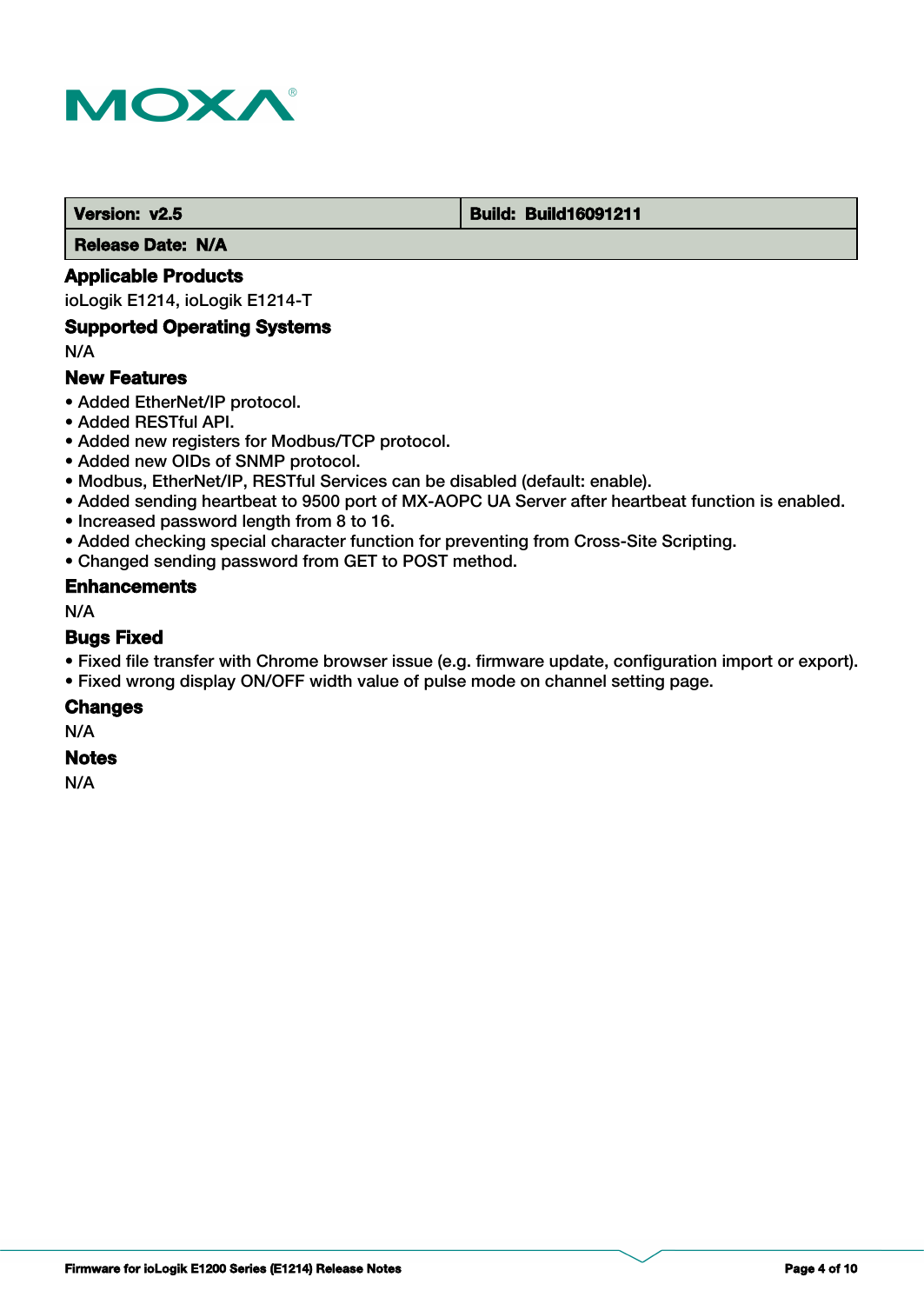| Version: v2.5 | Build: Build16091211 |
| --- | --- |
| Release Date: N/A | |

### Applicable Products

ioLogik E1214, ioLogik E1214-T

### Supported Operating Systems

N/A

### New Features

- Added EtherNet/IP protocol.
- Added RESTful API.
- Added new registers for Modbus/TCP protocol.
- Added new OIDs of SNMP protocol.
- Modbus, EtherNet/IP, RESTful Services can be disabled (default: enable).
- Added sending heartbeat to 9500 port of MX-AOPC UA Server after heartbeat function is enabled.
- Increased password length from 8 to 16.
- Added checking special character function for preventing from Cross-Site Scripting.
- Changed sending password from GET to POST method.

### Enhancements

N/A

### Bugs Fixed

- Fixed file transfer with Chrome browser issue (e.g. firmware update, configuration import or export).
- Fixed wrong display ON/OFF width value of pulse mode on channel setting page.

### Changes

N/A

### Notes

N/A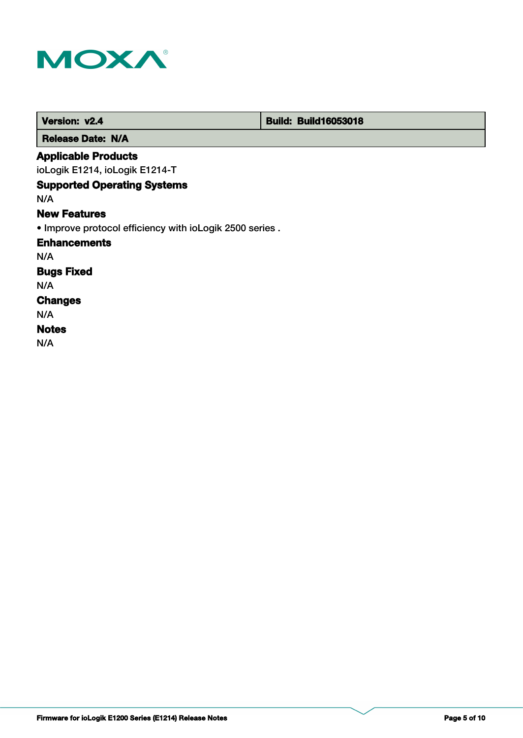| Version: v2.4 | Build: Build16053018 |
| --- | --- |
| Release Date: N/A | |

### Applicable Products

ioLogik E1214, ioLogik E1214-T

### Supported Operating Systems

N/A

### New Features

• Improve protocol efficiency with ioLogik 2500 series .

### Enhancements

N/A

### Bugs Fixed

N/A

### Changes

N/A

### Notes

N/A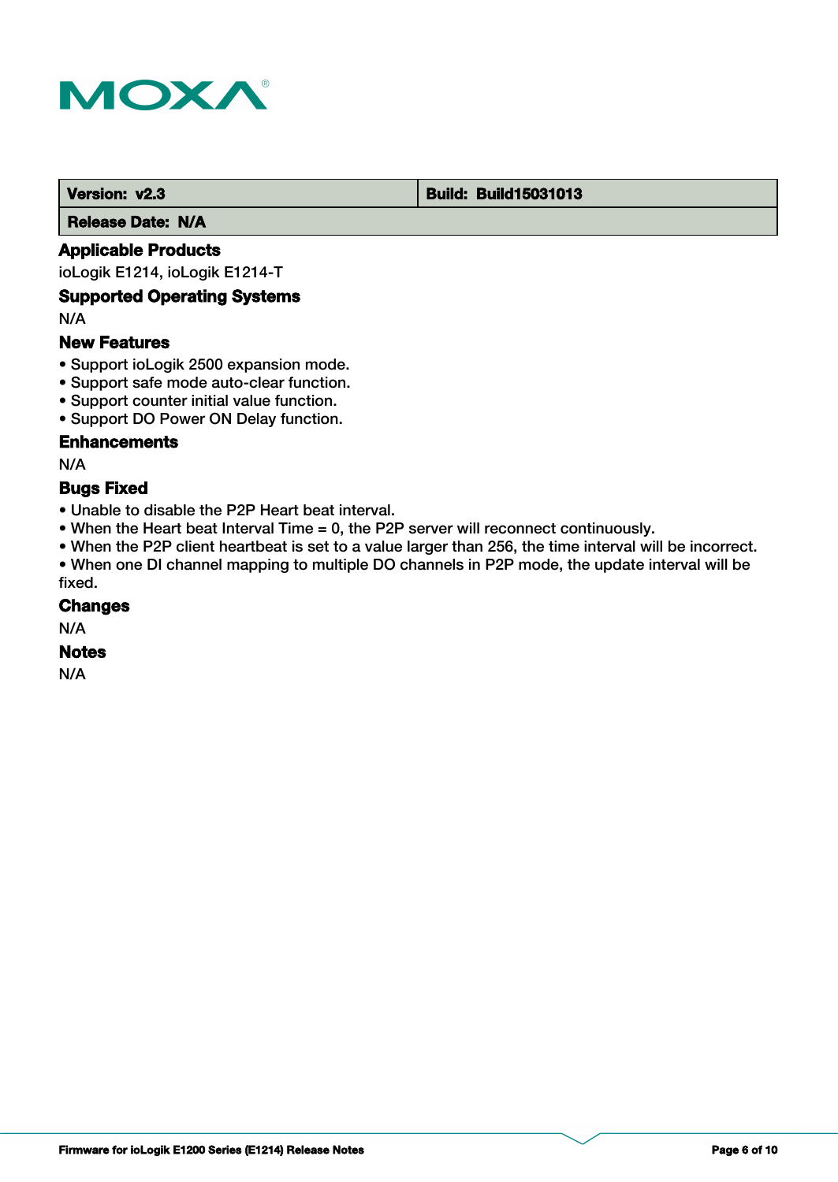| Version: v2.3 | Build: Build15031013 |
| --- | --- |
| Release Date: N/A | |

### Applicable Products

ioLogik E1214, ioLogik E1214-T

### Supported Operating Systems

N/A

### New Features

- Support ioLogik 2500 expansion mode.
- Support safe mode auto-clear function.
- Support counter initial value function.
- Support DO Power ON Delay function.

### Enhancements

N/A

### Bugs Fixed

- Unable to disable the P2P Heart beat interval.
- When the Heart beat Interval Time = 0, the P2P server will reconnect continuously.
- When the P2P client heartbeat is set to a value larger than 256, the time interval will be incorrect.
- When one DI channel mapping to multiple DO channels in P2P mode, the update interval will be fixed.

### Changes

N/A

### Notes

N/A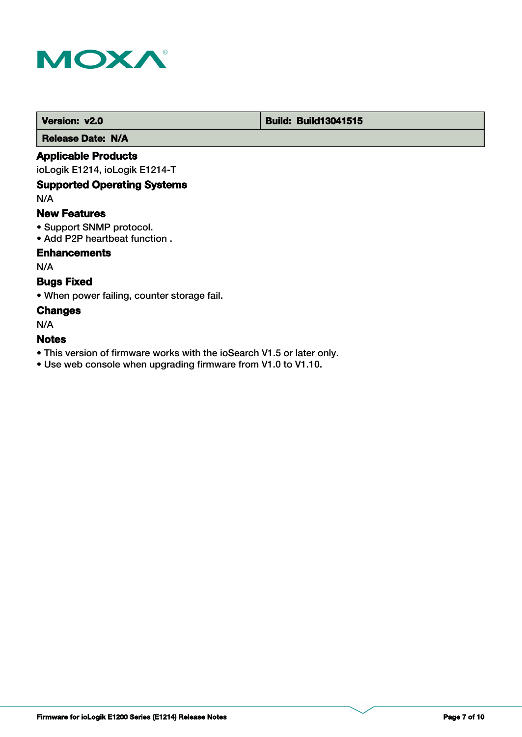| Version: v2.0 | Build: Build13041515 |
| --- | --- |
| Release Date: N/A | |

### Applicable Products

ioLogik E1214, ioLogik E1214-T

### Supported Operating Systems

N/A

### New Features

- Support SNMP protocol.
- Add P2P heartbeat function .

### Enhancements

N/A

### Bugs Fixed

- When power failing, counter storage fail.

### Changes

N/A

### Notes

- This version of firmware works with the ioSearch V1.5 or later only.
- Use web console when upgrading firmware from V1.0 to V1.10.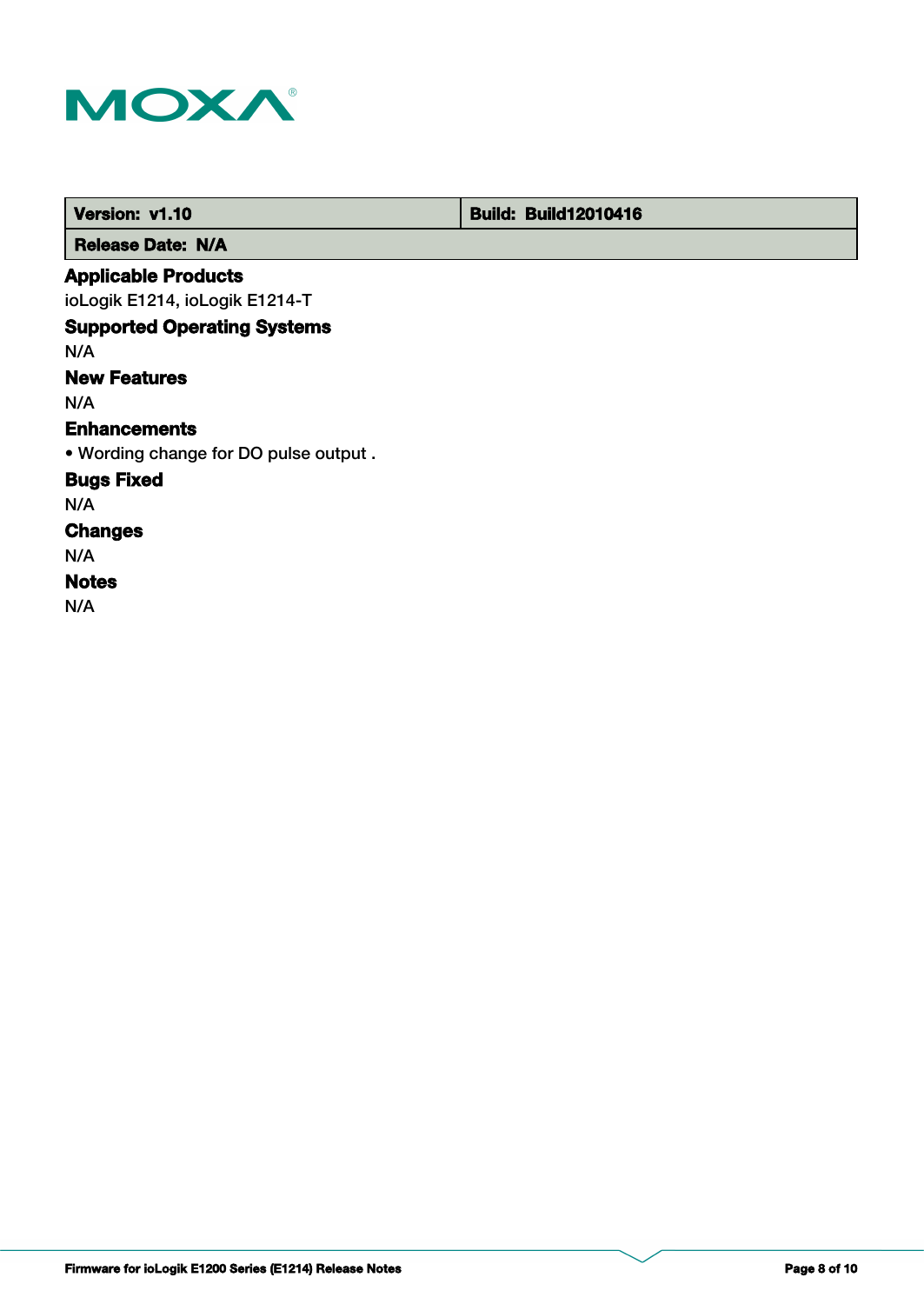| Version: v1.10 | Build: Build12010416 |
| --- | --- |
| Release Date: N/A | |

### Applicable Products

ioLogik E1214, ioLogik E1214-T

### Supported Operating Systems

N/A

### New Features

N/A

### Enhancements

• Wording change for DO pulse output .

### Bugs Fixed

N/A

### Changes

N/A

### Notes

N/A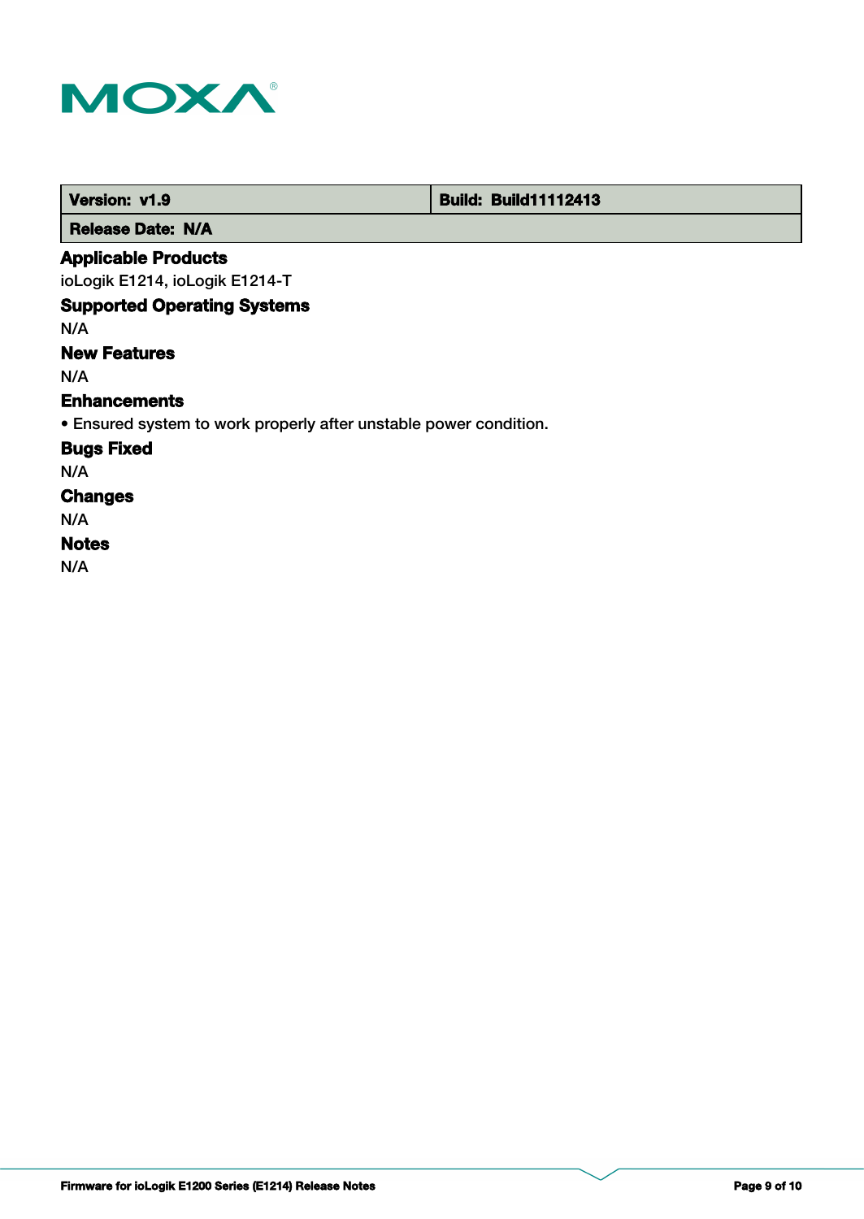| Version: v1.9 | Build: Build11112413 |
|---|---|
| Release Date: N/A | |

### Applicable Products

ioLogik E1214, ioLogik E1214-T

### Supported Operating Systems

N/A

### New Features

N/A

### Enhancements

• Ensured system to work properly after unstable power condition.

### Bugs Fixed

N/A

### Changes

N/A

### Notes

N/A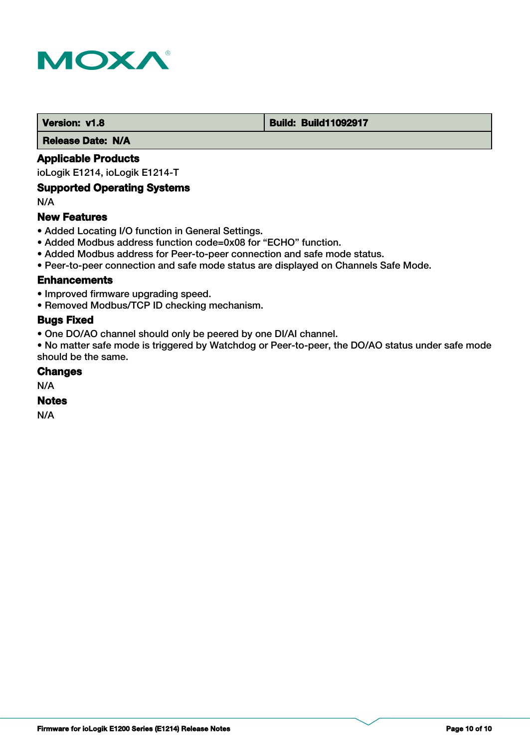| Version: v1.8 | Build: Build11092917 |
| --- | --- |
| Release Date: N/A | |

### Applicable Products

ioLogik E1214, ioLogik E1214-T

### Supported Operating Systems

N/A

### New Features

- Added Locating I/O function in General Settings.
- Added Modbus address function code=0x08 for “ECHO” function.
- Added Modbus address for Peer-to-peer connection and safe mode status.
- Peer-to-peer connection and safe mode status are displayed on Channels Safe Mode.

### Enhancements

- Improved firmware upgrading speed.
- Removed Modbus/TCP ID checking mechanism.

### Bugs Fixed

- One DO/AO channel should only be peered by one DI/AI channel.
- No matter safe mode is triggered by Watchdog or Peer-to-peer, the DO/AO status under safe mode should be the same.

### Changes

N/A

### Notes

N/A